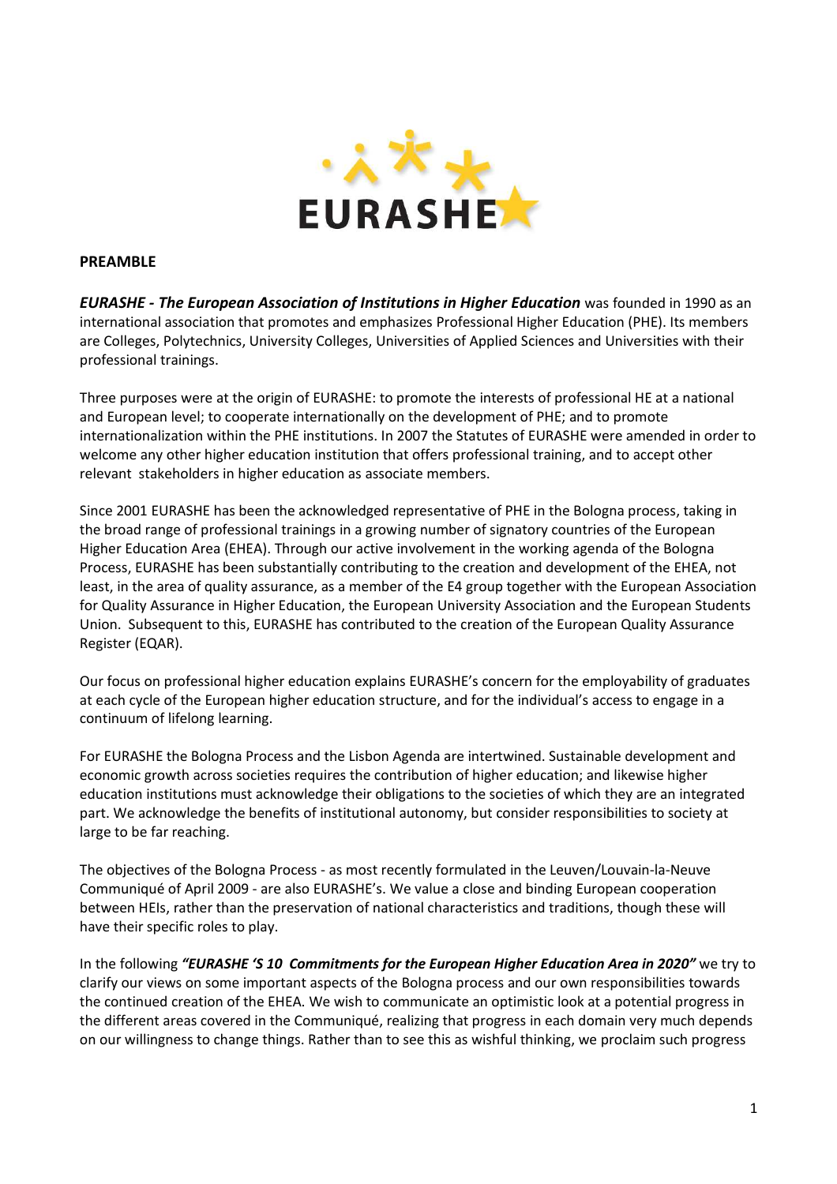**PREAMBLE**

***EURASHE - The European Association of Institutions in Higher Education*** was founded in 1990 as an international association that promotes and emphasizes Professional Higher Education (PHE). Its members are Colleges, Polytechnics, University Colleges, Universities of Applied Sciences and Universities with their professional trainings.

Three purposes were at the origin of EURASHE: to promote the interests of professional HE at a national and European level; to cooperate internationally on the development of PHE; and to promote internationalization within the PHE institutions. In 2007 the Statutes of EURASHE were amended in order to welcome any other higher education institution that offers professional training, and to accept other relevant stakeholders in higher education as associate members.

Since 2001 EURASHE has been the acknowledged representative of PHE in the Bologna process, taking in the broad range of professional trainings in a growing number of signatory countries of the European Higher Education Area (EHEA). Through our active involvement in the working agenda of the Bologna Process, EURASHE has been substantially contributing to the creation and development of the EHEA, not least, in the area of quality assurance, as a member of the E4 group together with the European Association for Quality Assurance in Higher Education, the European University Association and the European Students Union. Subsequent to this, EURASHE has contributed to the creation of the European Quality Assurance Register (EQAR).

Our focus on professional higher education explains EURASHE's concern for the employability of graduates at each cycle of the European higher education structure, and for the individual's access to engage in a continuum of lifelong learning.

For EURASHE the Bologna Process and the Lisbon Agenda are intertwined. Sustainable development and economic growth across societies requires the contribution of higher education; and likewise higher education institutions must acknowledge their obligations to the societies of which they are an integrated part. We acknowledge the benefits of institutional autonomy, but consider responsibilities to society at large to be far reaching.

The objectives of the Bologna Process - as most recently formulated in the Leuven/Louvain-la-Neuve Communiqué of April 2009 - are also EURASHE's. We value a close and binding European cooperation between HEIs, rather than the preservation of national characteristics and traditions, though these will have their specific roles to play.

In the following ***"EURASHE 'S 10 Commitments for the European Higher Education Area in 2020"*** we try to clarify our views on some important aspects of the Bologna process and our own responsibilities towards the continued creation of the EHEA. We wish to communicate an optimistic look at a potential progress in the different areas covered in the Communiqué, realizing that progress in each domain very much depends on our willingness to change things. Rather than to see this as wishful thinking, we proclaim such progress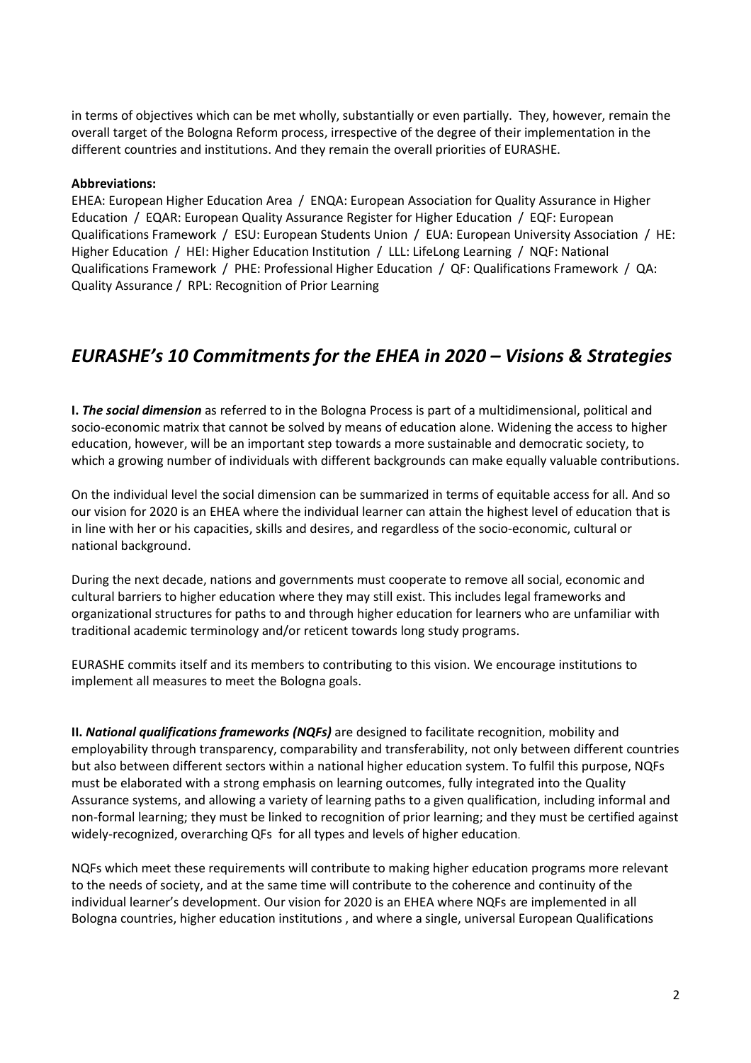in terms of objectives which can be met wholly, substantially or even partially. They, however, remain the overall target of the Bologna Reform process, irrespective of the degree of their implementation in the different countries and institutions. And they remain the overall priorities of EURASHE.

**Abbreviations:**
EHEA: European Higher Education Area / ENQA: European Association for Quality Assurance in Higher Education / EQAR: European Quality Assurance Register for Higher Education / EQF: European Qualifications Framework / ESU: European Students Union / EUA: European University Association / HE: Higher Education / HEI: Higher Education Institution / LLL: LifeLong Learning / NQF: National Qualifications Framework / PHE: Professional Higher Education / QF: Qualifications Framework / QA: Quality Assurance / RPL: Recognition of Prior Learning

## *EURASHE's 10 Commitments for the EHEA in 2020 – Visions & Strategies*

**I.** ***The social dimension*** as referred to in the Bologna Process is part of a multidimensional, political and socio-economic matrix that cannot be solved by means of education alone. Widening the access to higher education, however, will be an important step towards a more sustainable and democratic society, to which a growing number of individuals with different backgrounds can make equally valuable contributions.

On the individual level the social dimension can be summarized in terms of equitable access for all. And so our vision for 2020 is an EHEA where the individual learner can attain the highest level of education that is in line with her or his capacities, skills and desires, and regardless of the socio-economic, cultural or national background.

During the next decade, nations and governments must cooperate to remove all social, economic and cultural barriers to higher education where they may still exist. This includes legal frameworks and organizational structures for paths to and through higher education for learners who are unfamiliar with traditional academic terminology and/or reticent towards long study programs.

EURASHE commits itself and its members to contributing to this vision. We encourage institutions to implement all measures to meet the Bologna goals.

**II.** ***National qualifications frameworks (NQFs)*** are designed to facilitate recognition, mobility and employability through transparency, comparability and transferability, not only between different countries but also between different sectors within a national higher education system. To fulfil this purpose, NQFs must be elaborated with a strong emphasis on learning outcomes, fully integrated into the Quality Assurance systems, and allowing a variety of learning paths to a given qualification, including informal and non-formal learning; they must be linked to recognition of prior learning; and they must be certified against widely-recognized, overarching QFs for all types and levels of higher education.

NQFs which meet these requirements will contribute to making higher education programs more relevant to the needs of society, and at the same time will contribute to the coherence and continuity of the individual learner's development. Our vision for 2020 is an EHEA where NQFs are implemented in all Bologna countries, higher education institutions , and where a single, universal European Qualifications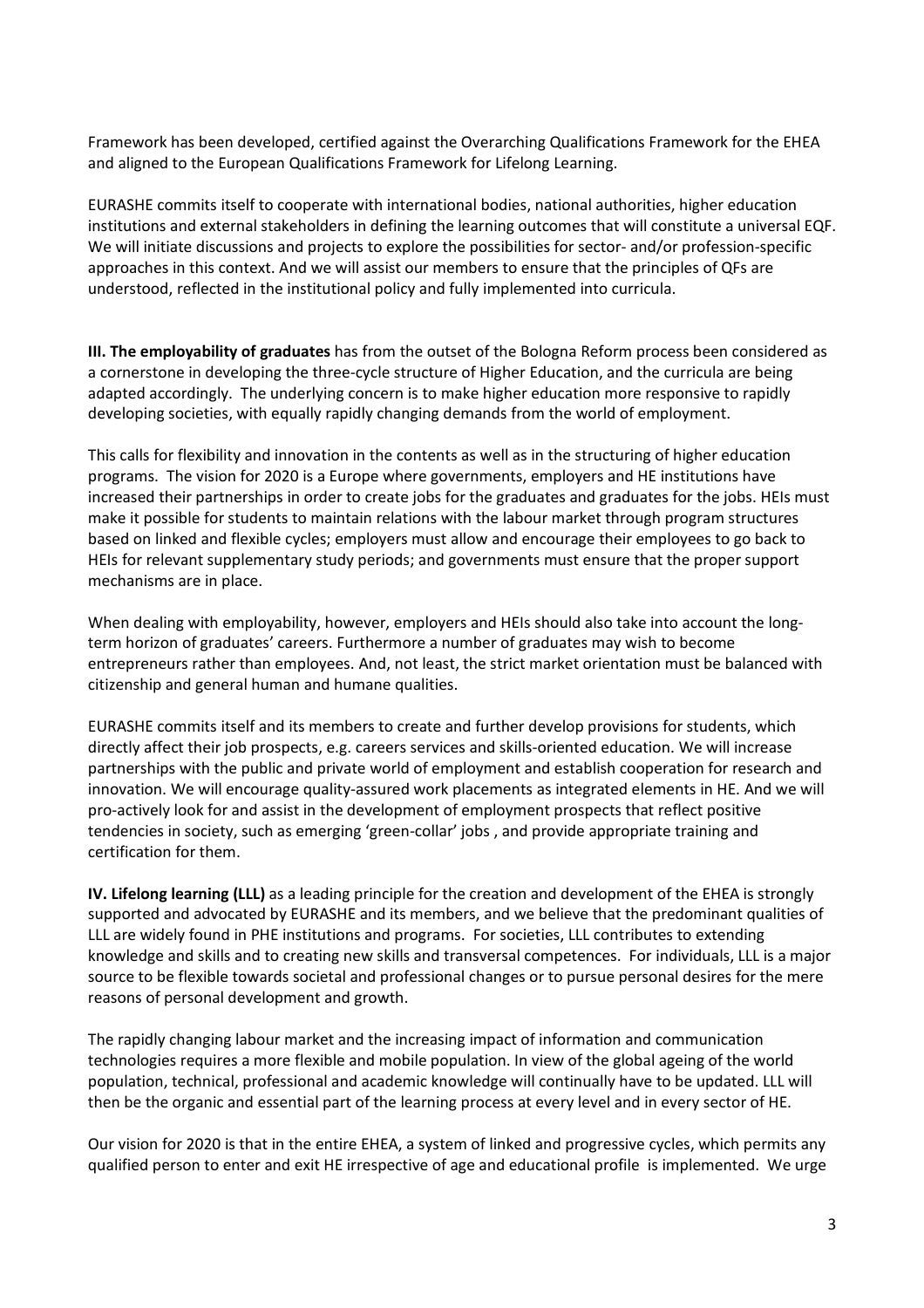Framework has been developed, certified against the Overarching Qualifications Framework for the EHEA and aligned to the European Qualifications Framework for Lifelong Learning.

EURASHE commits itself to cooperate with international bodies, national authorities, higher education institutions and external stakeholders in defining the learning outcomes that will constitute a universal EQF. We will initiate discussions and projects to explore the possibilities for sector- and/or profession-specific approaches in this context. And we will assist our members to ensure that the principles of QFs are understood, reflected in the institutional policy and fully implemented into curricula.

**III. The employability of graduates** has from the outset of the Bologna Reform process been considered as a cornerstone in developing the three-cycle structure of Higher Education, and the curricula are being adapted accordingly. The underlying concern is to make higher education more responsive to rapidly developing societies, with equally rapidly changing demands from the world of employment.

This calls for flexibility and innovation in the contents as well as in the structuring of higher education programs. The vision for 2020 is a Europe where governments, employers and HE institutions have increased their partnerships in order to create jobs for the graduates and graduates for the jobs. HEIs must make it possible for students to maintain relations with the labour market through program structures based on linked and flexible cycles; employers must allow and encourage their employees to go back to HEIs for relevant supplementary study periods; and governments must ensure that the proper support mechanisms are in place.

When dealing with employability, however, employers and HEIs should also take into account the long-term horizon of graduates' careers. Furthermore a number of graduates may wish to become entrepreneurs rather than employees. And, not least, the strict market orientation must be balanced with citizenship and general human and humane qualities.

EURASHE commits itself and its members to create and further develop provisions for students, which directly affect their job prospects, e.g. careers services and skills-oriented education. We will increase partnerships with the public and private world of employment and establish cooperation for research and innovation. We will encourage quality-assured work placements as integrated elements in HE. And we will pro-actively look for and assist in the development of employment prospects that reflect positive tendencies in society, such as emerging 'green-collar' jobs , and provide appropriate training and certification for them.

**IV. Lifelong learning (LLL)** as a leading principle for the creation and development of the EHEA is strongly supported and advocated by EURASHE and its members, and we believe that the predominant qualities of LLL are widely found in PHE institutions and programs. For societies, LLL contributes to extending knowledge and skills and to creating new skills and transversal competences. For individuals, LLL is a major source to be flexible towards societal and professional changes or to pursue personal desires for the mere reasons of personal development and growth.

The rapidly changing labour market and the increasing impact of information and communication technologies requires a more flexible and mobile population. In view of the global ageing of the world population, technical, professional and academic knowledge will continually have to be updated. LLL will then be the organic and essential part of the learning process at every level and in every sector of HE.

Our vision for 2020 is that in the entire EHEA, a system of linked and progressive cycles, which permits any qualified person to enter and exit HE irrespective of age and educational profile is implemented. We urge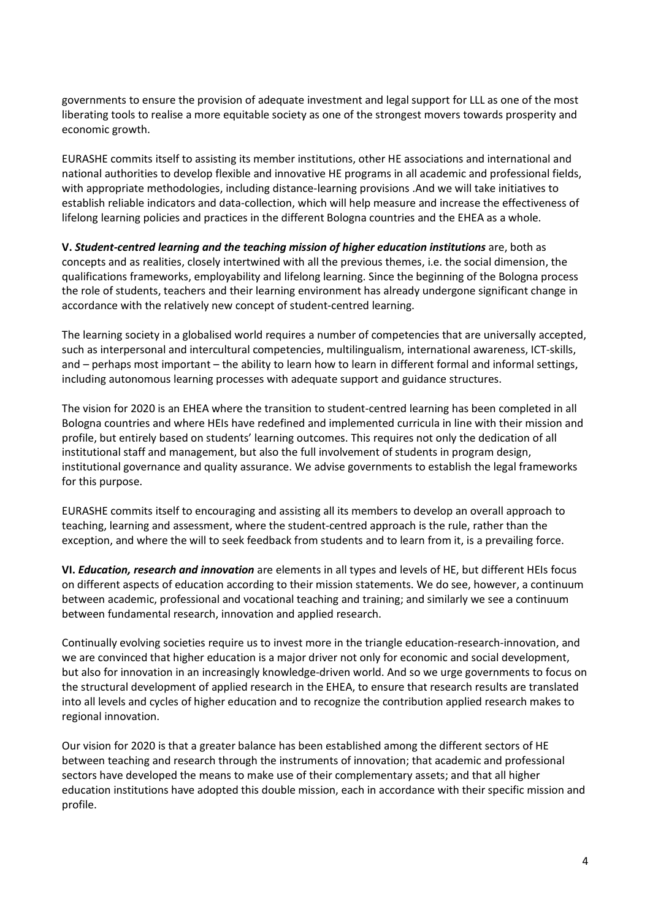governments to ensure the provision of adequate investment and legal support for LLL as one of the most liberating tools to realise a more equitable society as one of the strongest movers towards prosperity and economic growth.

EURASHE commits itself to assisting its member institutions, other HE associations and international and national authorities to develop flexible and innovative HE programs in all academic and professional fields, with appropriate methodologies, including distance-learning provisions .And we will take initiatives to establish reliable indicators and data-collection, which will help measure and increase the effectiveness of lifelong learning policies and practices in the different Bologna countries and the EHEA as a whole.

**V. *Student-centred learning and the teaching mission of higher education institutions*** are, both as concepts and as realities, closely intertwined with all the previous themes, i.e. the social dimension, the qualifications frameworks, employability and lifelong learning. Since the beginning of the Bologna process the role of students, teachers and their learning environment has already undergone significant change in accordance with the relatively new concept of student-centred learning.

The learning society in a globalised world requires a number of competencies that are universally accepted, such as interpersonal and intercultural competencies, multilingualism, international awareness, ICT-skills, and – perhaps most important – the ability to learn how to learn in different formal and informal settings, including autonomous learning processes with adequate support and guidance structures.

The vision for 2020 is an EHEA where the transition to student-centred learning has been completed in all Bologna countries and where HEIs have redefined and implemented curricula in line with their mission and profile, but entirely based on students' learning outcomes. This requires not only the dedication of all institutional staff and management, but also the full involvement of students in program design, institutional governance and quality assurance. We advise governments to establish the legal frameworks for this purpose.

EURASHE commits itself to encouraging and assisting all its members to develop an overall approach to teaching, learning and assessment, where the student-centred approach is the rule, rather than the exception, and where the will to seek feedback from students and to learn from it, is a prevailing force.

**VI. *Education, research and innovation*** are elements in all types and levels of HE, but different HEIs focus on different aspects of education according to their mission statements. We do see, however, a continuum between academic, professional and vocational teaching and training; and similarly we see a continuum between fundamental research, innovation and applied research.

Continually evolving societies require us to invest more in the triangle education-research-innovation, and we are convinced that higher education is a major driver not only for economic and social development, but also for innovation in an increasingly knowledge-driven world. And so we urge governments to focus on the structural development of applied research in the EHEA, to ensure that research results are translated into all levels and cycles of higher education and to recognize the contribution applied research makes to regional innovation.

Our vision for 2020 is that a greater balance has been established among the different sectors of HE between teaching and research through the instruments of innovation; that academic and professional sectors have developed the means to make use of their complementary assets; and that all higher education institutions have adopted this double mission, each in accordance with their specific mission and profile.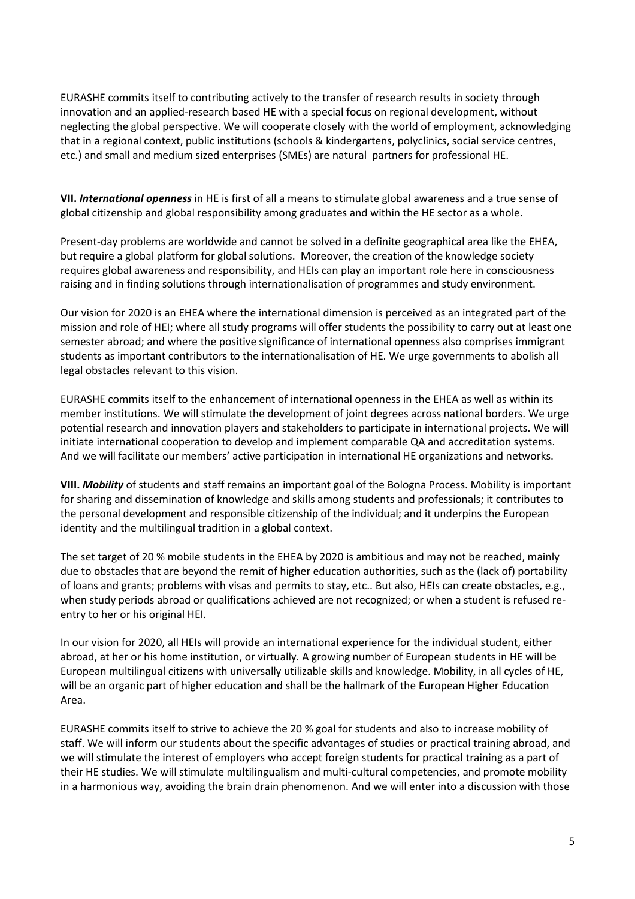EURASHE commits itself to contributing actively to the transfer of research results in society through innovation and an applied-research based HE with a special focus on regional development, without neglecting the global perspective. We will cooperate closely with the world of employment, acknowledging that in a regional context, public institutions (schools & kindergartens, polyclinics, social service centres, etc.) and small and medium sized enterprises (SMEs) are natural partners for professional HE.

**VII. *International openness*** in HE is first of all a means to stimulate global awareness and a true sense of global citizenship and global responsibility among graduates and within the HE sector as a whole.

Present-day problems are worldwide and cannot be solved in a definite geographical area like the EHEA, but require a global platform for global solutions. Moreover, the creation of the knowledge society requires global awareness and responsibility, and HEIs can play an important role here in consciousness raising and in finding solutions through internationalisation of programmes and study environment.

Our vision for 2020 is an EHEA where the international dimension is perceived as an integrated part of the mission and role of HEI; where all study programs will offer students the possibility to carry out at least one semester abroad; and where the positive significance of international openness also comprises immigrant students as important contributors to the internationalisation of HE. We urge governments to abolish all legal obstacles relevant to this vision.

EURASHE commits itself to the enhancement of international openness in the EHEA as well as within its member institutions. We will stimulate the development of joint degrees across national borders. We urge potential research and innovation players and stakeholders to participate in international projects. We will initiate international cooperation to develop and implement comparable QA and accreditation systems. And we will facilitate our members' active participation in international HE organizations and networks.

**VIII. *Mobility*** of students and staff remains an important goal of the Bologna Process. Mobility is important for sharing and dissemination of knowledge and skills among students and professionals; it contributes to the personal development and responsible citizenship of the individual; and it underpins the European identity and the multilingual tradition in a global context.

The set target of 20 % mobile students in the EHEA by 2020 is ambitious and may not be reached, mainly due to obstacles that are beyond the remit of higher education authorities, such as the (lack of) portability of loans and grants; problems with visas and permits to stay, etc.. But also, HEIs can create obstacles, e.g., when study periods abroad or qualifications achieved are not recognized; or when a student is refused re-entry to her or his original HEI.

In our vision for 2020, all HEIs will provide an international experience for the individual student, either abroad, at her or his home institution, or virtually. A growing number of European students in HE will be European multilingual citizens with universally utilizable skills and knowledge. Mobility, in all cycles of HE, will be an organic part of higher education and shall be the hallmark of the European Higher Education Area.

EURASHE commits itself to strive to achieve the 20 % goal for students and also to increase mobility of staff. We will inform our students about the specific advantages of studies or practical training abroad, and we will stimulate the interest of employers who accept foreign students for practical training as a part of their HE studies. We will stimulate multilingualism and multi-cultural competencies, and promote mobility in a harmonious way, avoiding the brain drain phenomenon. And we will enter into a discussion with those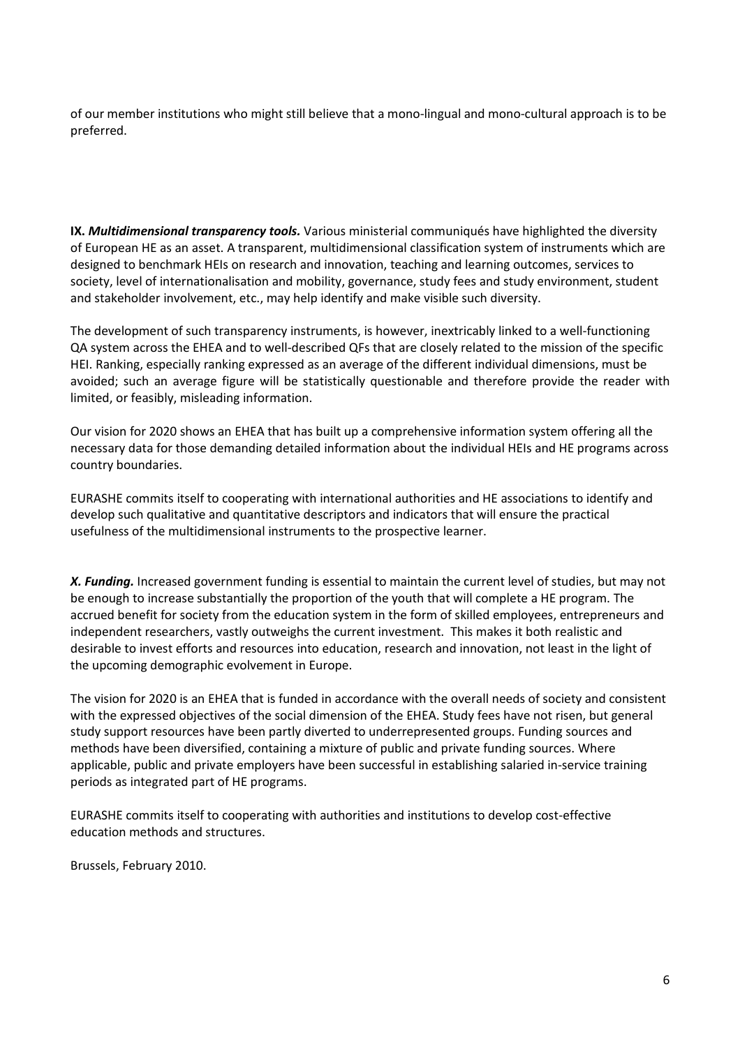of our member institutions who might still believe that a mono-lingual and mono-cultural approach is to be preferred.

**IX. *Multidimensional transparency tools.*** Various ministerial communiqués have highlighted the diversity of European HE as an asset. A transparent, multidimensional classification system of instruments which are designed to benchmark HEIs on research and innovation, teaching and learning outcomes, services to society, level of internationalisation and mobility, governance, study fees and study environment, student and stakeholder involvement, etc., may help identify and make visible such diversity.

The development of such transparency instruments, is however, inextricably linked to a well-functioning QA system across the EHEA and to well-described QFs that are closely related to the mission of the specific HEI. Ranking, especially ranking expressed as an average of the different individual dimensions, must be avoided; such an average figure will be statistically questionable and therefore provide the reader with limited, or feasibly, misleading information.

Our vision for 2020 shows an EHEA that has built up a comprehensive information system offering all the necessary data for those demanding detailed information about the individual HEIs and HE programs across country boundaries.

EURASHE commits itself to cooperating with international authorities and HE associations to identify and develop such qualitative and quantitative descriptors and indicators that will ensure the practical usefulness of the multidimensional instruments to the prospective learner.

***X. Funding.*** Increased government funding is essential to maintain the current level of studies, but may not be enough to increase substantially the proportion of the youth that will complete a HE program. The accrued benefit for society from the education system in the form of skilled employees, entrepreneurs and independent researchers, vastly outweighs the current investment. This makes it both realistic and desirable to invest efforts and resources into education, research and innovation, not least in the light of the upcoming demographic evolvement in Europe.

The vision for 2020 is an EHEA that is funded in accordance with the overall needs of society and consistent with the expressed objectives of the social dimension of the EHEA. Study fees have not risen, but general study support resources have been partly diverted to underrepresented groups. Funding sources and methods have been diversified, containing a mixture of public and private funding sources. Where applicable, public and private employers have been successful in establishing salaried in-service training periods as integrated part of HE programs.

EURASHE commits itself to cooperating with authorities and institutions to develop cost-effective education methods and structures.

Brussels, February 2010.